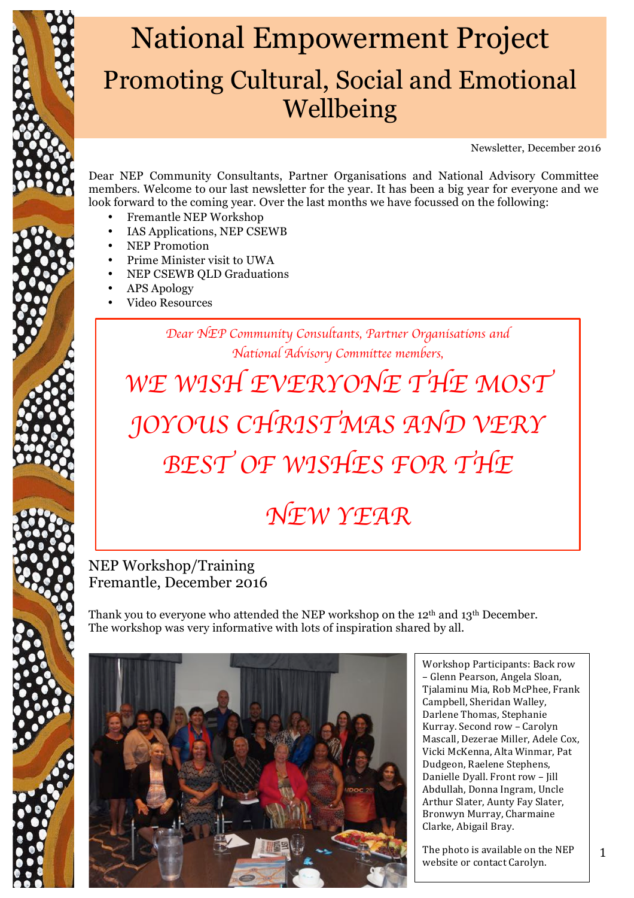# National Empowerment Project

## Promoting Cultural, Social and Emotional Wellbeing

Newsletter, December 2016

Dear NEP Community Consultants, Partner Organisations and National Advisory Committee members. Welcome to our last newsletter for the year. It has been a big year for everyone and we look forward to the coming year. Over the last months we have focussed on the following:

- Fremantle NEP Workshop
- IAS Applications, NEP CSEWB
- NEP Promotion
- Prime Minister visit to UWA
- NEP CSEWB QLD Graduations
- APS Apology
- Video Resources

*Dear NEP Community Consultants, Partner Organisations and National Advisory Committee members,*

*WE WISH EVERYONE THE MOST JOYOUS CHRISTMAS AND VERY BEST OF WISHES FOR THE NEW YEAR*

## NEP Workshop/Training Fremantle, December 2016

Thank you to everyone who attended the NEP workshop on the 12th and 13th December. The workshop was very informative with lots of inspiration shared by all.

Workshop Participants: Back row – Glenn Pearson, Angela Sloan, Tjalaminu Mia, Rob McPhee, Frank Campbell, Sheridan Walley, Darlene Thomas, Stephanie Kurray. Second row – Carolyn Mascall, Dezerae Miller, Adele Cox, Vicki McKenna, Alta Winmar, Pat Dudgeon, Raelene Stephens, Danielle Dyall. Front row – Jill Abdullah, Donna Ingram, Uncle Arthur Slater, Aunty Fay Slater, Bronwyn Murray, Charmaine Clarke, Abigail Bray.

The photo is available on the NEP website or contact Carolyn.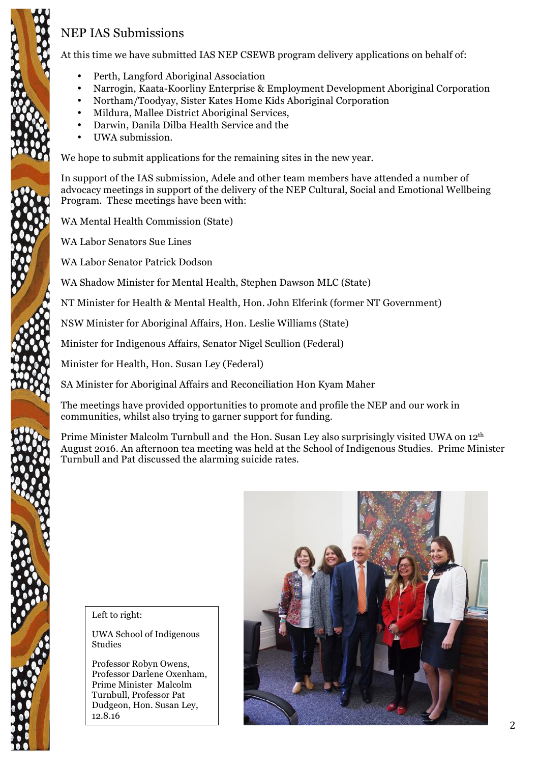## NEP IAS Submissions

At this time we have submitted IAS NEP CSEWB program delivery applications on behalf of:

- Perth, Langford Aboriginal Association
- Narrogin, Kaata-Koorliny Enterprise & Employment Development Aboriginal Corporation
- Northam/Toodyay, Sister Kates Home Kids Aboriginal Corporation
- Mildura, Mallee District Aboriginal Services,
- Darwin, Danila Dilba Health Service and the
- UWA submission.

We hope to submit applications for the remaining sites in the new year.

In support of the IAS submission, Adele and other team members have attended a number of advocacy meetings in support of the delivery of the NEP Cultural, Social and Emotional Wellbeing Program. These meetings have been with:

WA Mental Health Commission (State)

WA Labor Senators Sue Lines

WA Labor Senator Patrick Dodson

WA Shadow Minister for Mental Health, Stephen Dawson MLC (State)

NT Minister for Health & Mental Health, Hon. John Elferink (former NT Government)

NSW Minister for Aboriginal Affairs, Hon. Leslie Williams (State)

Minister for Indigenous Affairs, Senator Nigel Scullion (Federal)

Minister for Health, Hon. Susan Ley (Federal)

SA Minister for Aboriginal Affairs and Reconciliation Hon Kyam Maher

The meetings have provided opportunities to promote and profile the NEP and our work in communities, whilst also trying to garner support for funding.

Prime Minister Malcolm Turnbull and the Hon. Susan Ley also surprisingly visited UWA on 12th August 2016. An afternoon tea meeting was held at the School of Indigenous Studies. Prime Minister Turnbull and Pat discussed the alarming suicide rates.

Left to right:

UWA School of Indigenous Studies

Professor Robyn Owens, Professor Darlene Oxenham, Prime Minister Malcolm Turnbull, Professor Pat Dudgeon, Hon. Susan Ley, 12.8.16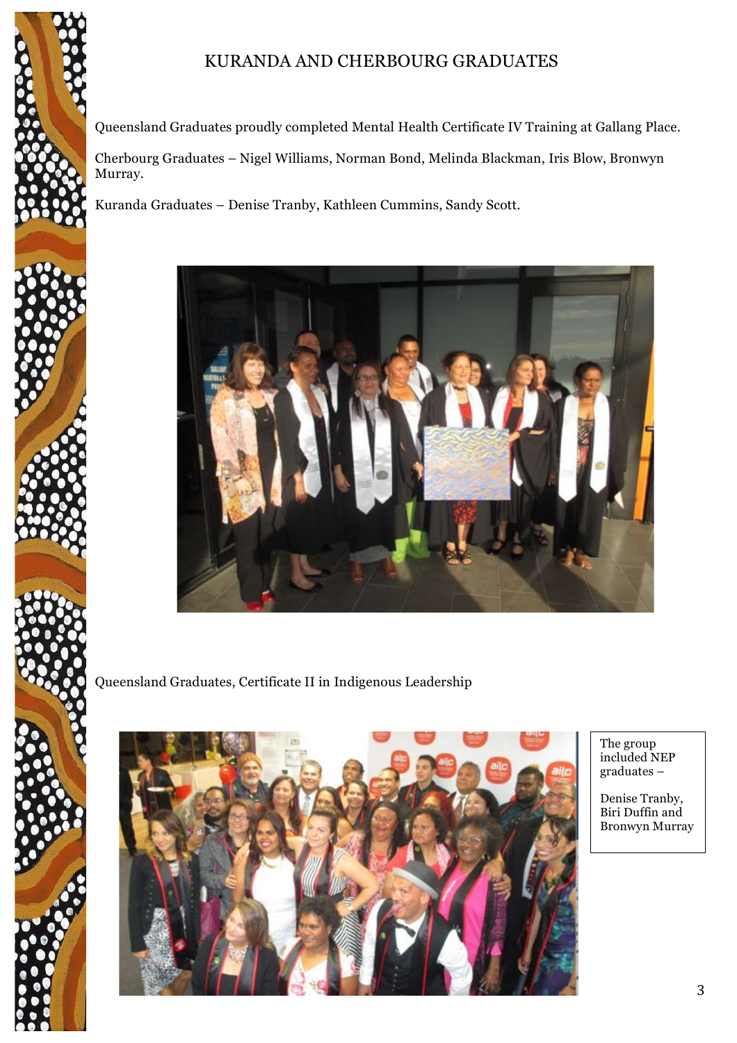# KURANDA AND CHERBOURG GRADUATES

Queensland Graduates proudly completed Mental Health Certificate IV Training at Gallang Place.

Cherbourg Graduates – Nigel Williams, Norman Bond, Melinda Blackman, Iris Blow, Bronwyn Murray.

Kuranda Graduates – Denise Tranby, Kathleen Cummins, Sandy Scott.

Queensland Graduates, Certificate II in Indigenous Leadership

The group included NEP graduates –

Denise Tranby, Biri Duffin and Bronwyn Murray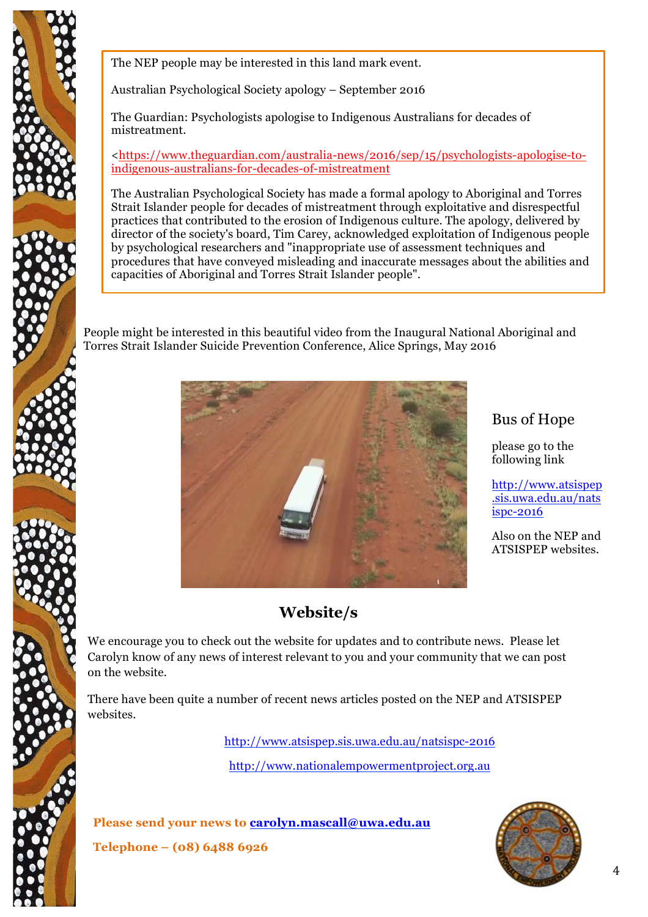The NEP people may be interested in this land mark event.

Australian Psychological Society apology – September 2016

The Guardian: Psychologists apologise to Indigenous Australians for decades of mistreatment.

<https://www.theguardian.com/australia-news/2016/sep/15/psychologists-apologise-to-indigenous-australians-for-decades-of-mistreatment

The Australian Psychological Society has made a formal apology to Aboriginal and Torres Strait Islander people for decades of mistreatment through exploitative and disrespectful practices that contributed to the erosion of Indigenous culture. The apology, delivered by director of the society's board, Tim Carey, acknowledged exploitation of Indigenous people by psychological researchers and "inappropriate use of assessment techniques and procedures that have conveyed misleading and inaccurate messages about the abilities and capacities of Aboriginal and Torres Strait Islander people".

People might be interested in this beautiful video from the Inaugural National Aboriginal and Torres Strait Islander Suicide Prevention Conference, Alice Springs, May 2016

### Bus of Hope

please go to the following link

http://www.atsispep.sis.uwa.edu.au/natsispc-2016

Also on the NEP and ATSISPEP websites.

## Website/s

We encourage you to check out the website for updates and to contribute news. Please let Carolyn know of any news of interest relevant to you and your community that we can post on the website.

There have been quite a number of recent news articles posted on the NEP and ATSISPEP websites.

http://www.atsispep.sis.uwa.edu.au/natsispc-2016

http://www.nationalempowermentproject.org.au

**Please send your news to carolyn.mascall@uwa.edu.au**

**Telephone – (08) 6488 6926**